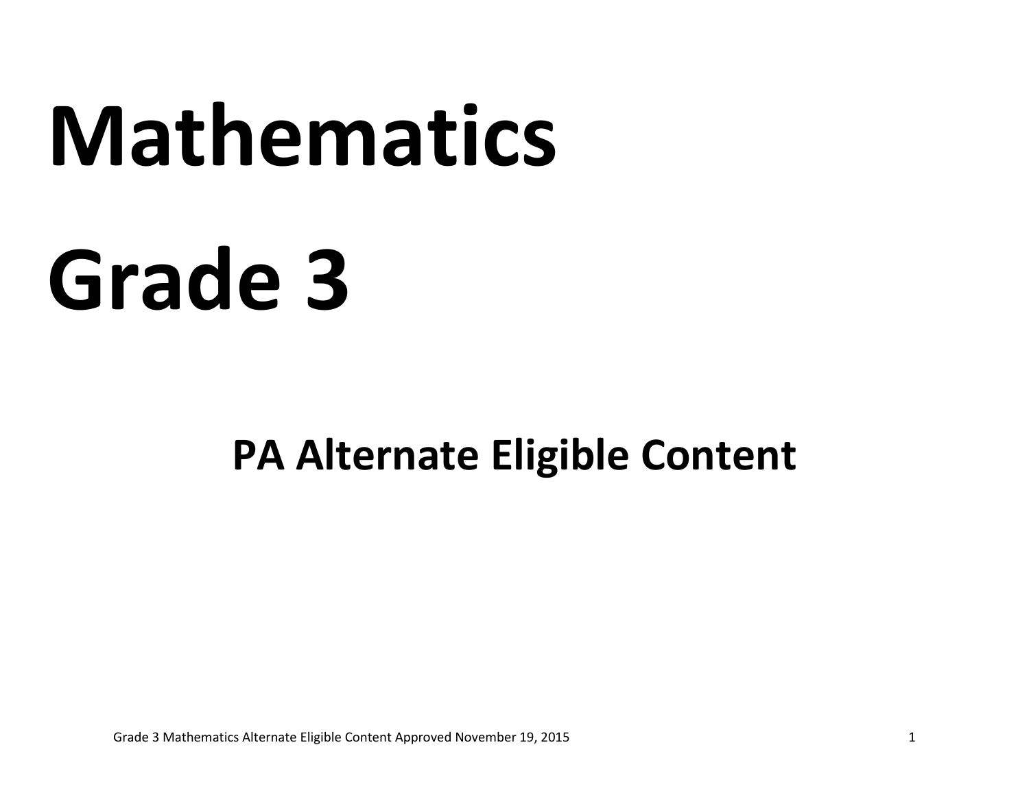# Mathematics

# Grade 3

## PA Alternate Eligible Content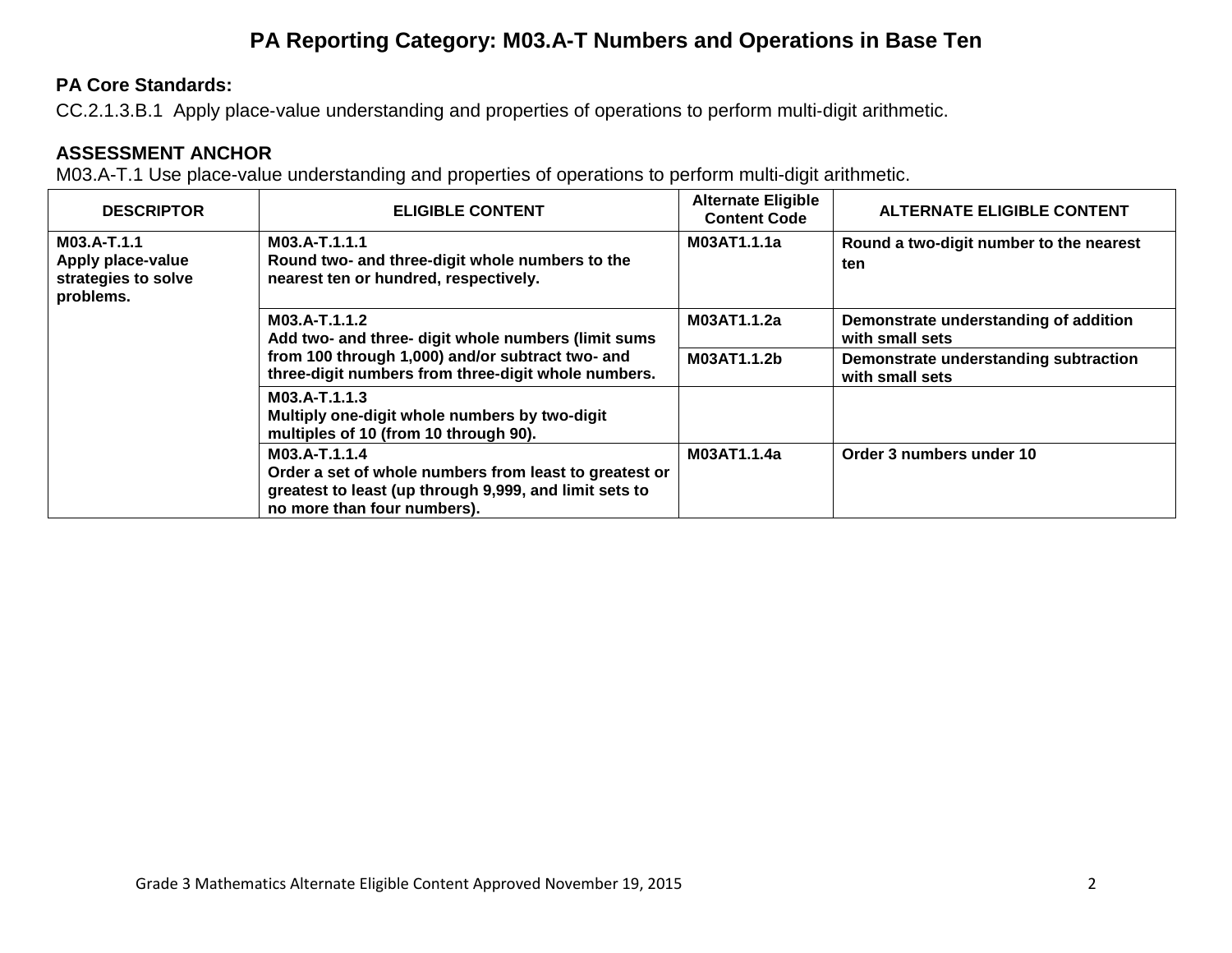# PA Reporting Category: M03.A-T Numbers and Operations in Base Ten

**PA Core Standards:**

CC.2.1.3.B.1 Apply place-value understanding and properties of operations to perform multi-digit arithmetic.

**ASSESSMENT ANCHOR**

M03.A-T.1 Use place-value understanding and properties of operations to perform multi-digit arithmetic.

| DESCRIPTOR | ELIGIBLE CONTENT | Alternate Eligible Content Code | ALTERNATE ELIGIBLE CONTENT |
|---|---|---|---|
| **M03.A-T.1.1** **Apply place-value strategies to solve problems.** | **M03.A-T.1.1.1** **Round two- and three-digit whole numbers to the nearest ten or hundred, respectively.** | **M03AT1.1.1a** | **Round a two-digit number to the nearest ten** |
| | **M03.A-T.1.1.2** **Add two- and three- digit whole numbers (limit sums from 100 through 1,000) and/or subtract two- and three-digit numbers from three-digit whole numbers.** | **M03AT1.1.2a** | **Demonstrate understanding of addition with small sets** |
| | | **M03AT1.1.2b** | **Demonstrate understanding subtraction with small sets** |
| | **M03.A-T.1.1.3** **Multiply one-digit whole numbers by two-digit multiples of 10 (from 10 through 90).** | | |
| | **M03.A-T.1.1.4** **Order a set of whole numbers from least to greatest or greatest to least (up through 9,999, and limit sets to no more than four numbers).** | **M03AT1.1.4a** | **Order 3 numbers under 10** |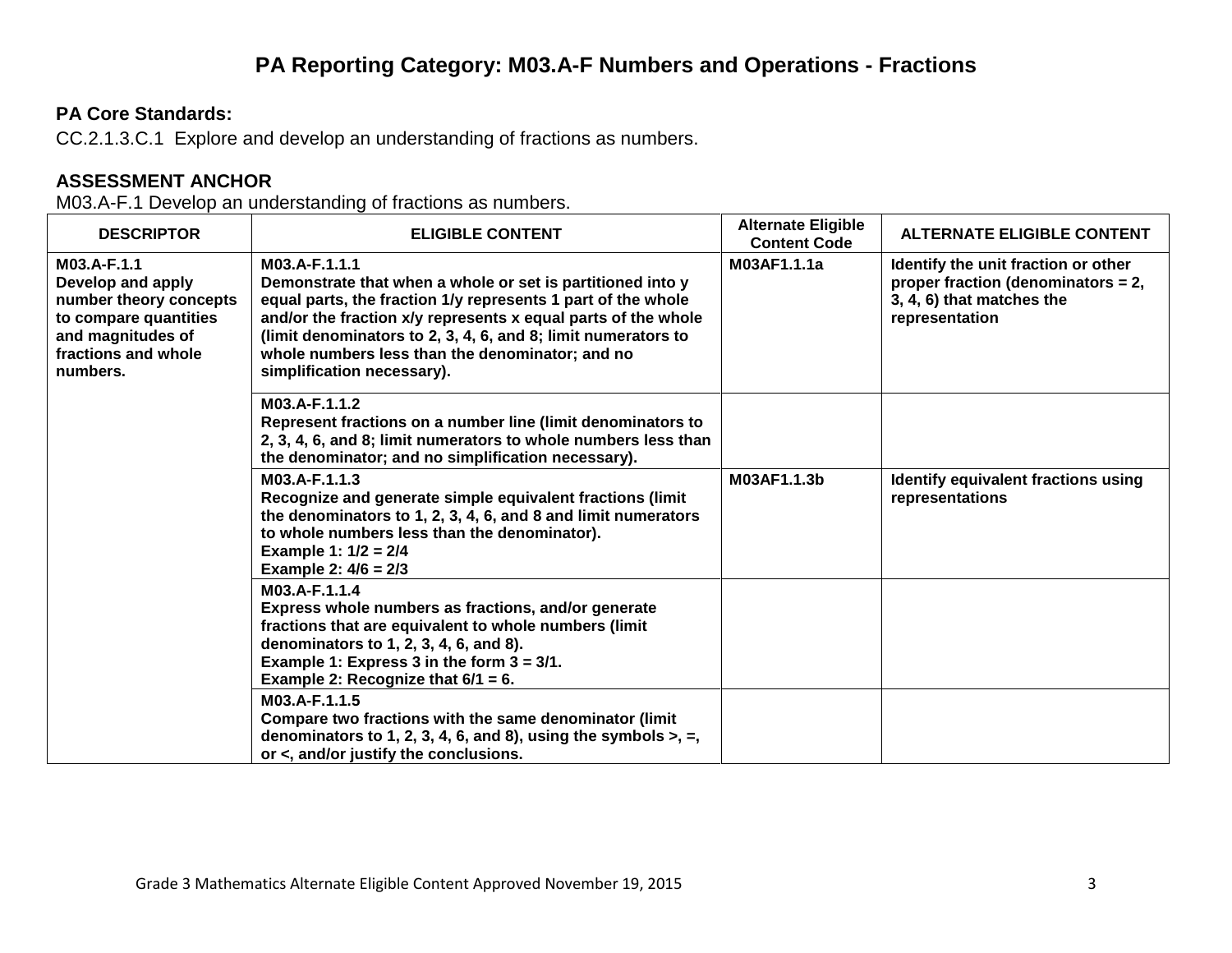# PA Reporting Category: M03.A-F Numbers and Operations - Fractions

**PA Core Standards:**

CC.2.1.3.C.1 Explore and develop an understanding of fractions as numbers.

**ASSESSMENT ANCHOR**

M03.A-F.1 Develop an understanding of fractions as numbers.

| DESCRIPTOR | ELIGIBLE CONTENT | Alternate Eligible Content Code | ALTERNATE ELIGIBLE CONTENT |
|---|---|---|---|
| **M03.A-F.1.1** **Develop and apply number theory concepts to compare quantities and magnitudes of fractions and whole numbers.** | **M03.A-F.1.1.1** **Demonstrate that when a whole or set is partitioned into y equal parts, the fraction 1/y represents 1 part of the whole and/or the fraction x/y represents x equal parts of the whole (limit denominators to 2, 3, 4, 6, and 8; limit numerators to whole numbers less than the denominator; and no simplification necessary).** | **M03AF1.1.1a** | **Identify the unit fraction or other proper fraction (denominators = 2, 3, 4, 6) that matches the representation** |
| | **M03.A-F.1.1.2** **Represent fractions on a number line (limit denominators to 2, 3, 4, 6, and 8; limit numerators to whole numbers less than the denominator; and no simplification necessary).** | | |
| | **M03.A-F.1.1.3** **Recognize and generate simple equivalent fractions (limit the denominators to 1, 2, 3, 4, 6, and 8 and limit numerators to whole numbers less than the denominator).** **Example 1: 1/2 = 2/4** **Example 2: 4/6 = 2/3** | **M03AF1.1.3b** | **Identify equivalent fractions using representations** |
| | **M03.A-F.1.1.4** **Express whole numbers as fractions, and/or generate fractions that are equivalent to whole numbers (limit denominators to 1, 2, 3, 4, 6, and 8).** **Example 1: Express 3 in the form 3 = 3/1.** **Example 2: Recognize that 6/1 = 6.** | | |
| | **M03.A-F.1.1.5** **Compare two fractions with the same denominator (limit denominators to 1, 2, 3, 4, 6, and 8), using the symbols >, =, or <, and/or justify the conclusions.** | | |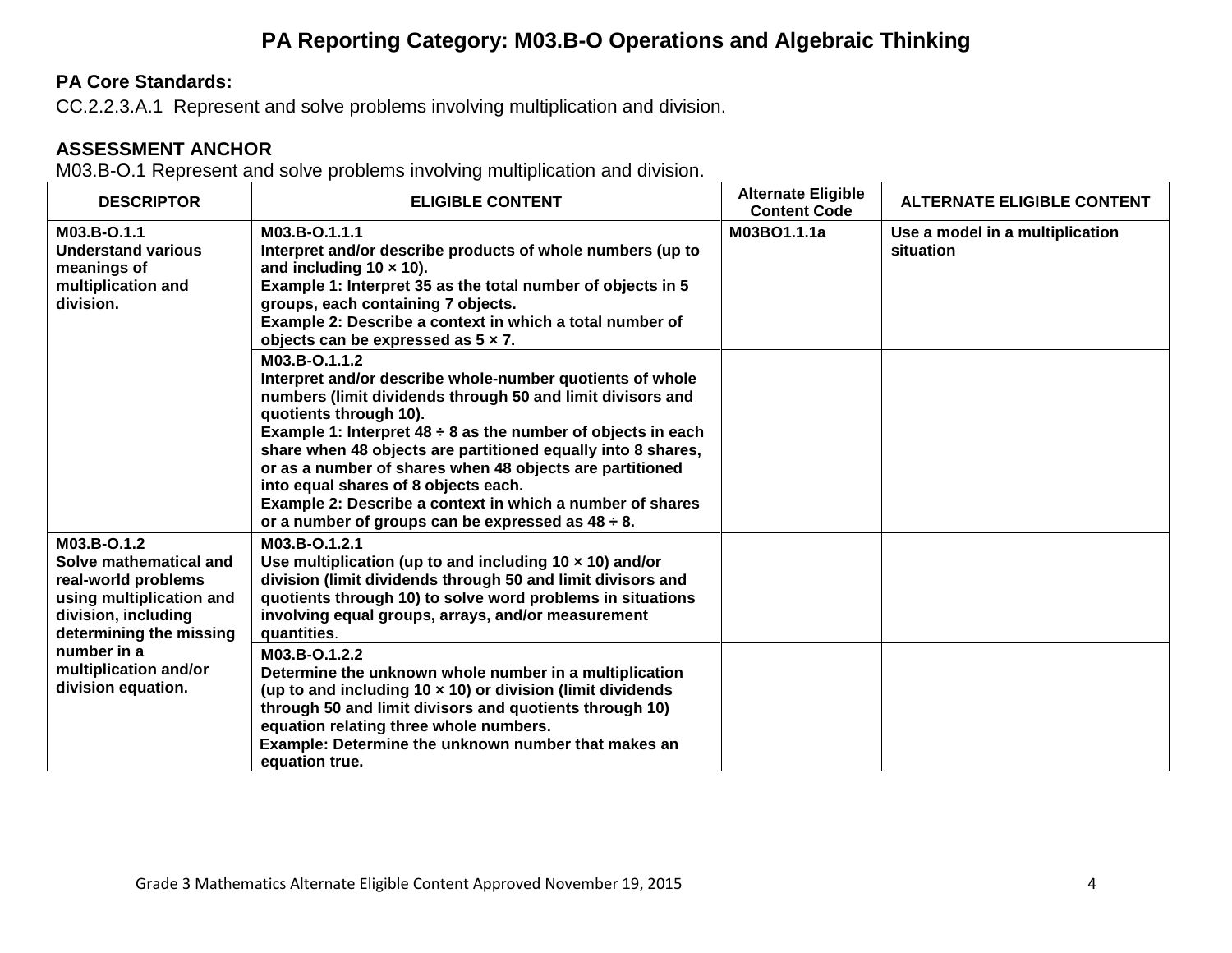# PA Reporting Category: M03.B-O Operations and Algebraic Thinking

**PA Core Standards:**

CC.2.2.3.A.1 Represent and solve problems involving multiplication and division.

**ASSESSMENT ANCHOR**

M03.B-O.1 Represent and solve problems involving multiplication and division.

| DESCRIPTOR | ELIGIBLE CONTENT | Alternate Eligible Content Code | ALTERNATE ELIGIBLE CONTENT |
|---|---|---|---|
| **M03.B-O.1.1** **Understand various meanings of multiplication and division.** | **M03.B-O.1.1.1** **Interpret and/or describe products of whole numbers (up to and including 10 × 10).** **Example 1: Interpret 35 as the total number of objects in 5 groups, each containing 7 objects.** **Example 2: Describe a context in which a total number of objects can be expressed as 5 × 7.** | **M03BO1.1.1a** | **Use a model in a multiplication situation** |
| | **M03.B-O.1.1.2** **Interpret and/or describe whole-number quotients of whole numbers (limit dividends through 50 and limit divisors and quotients through 10).** **Example 1: Interpret 48 ÷ 8 as the number of objects in each share when 48 objects are partitioned equally into 8 shares, or as a number of shares when 48 objects are partitioned into equal shares of 8 objects each.** **Example 2: Describe a context in which a number of shares or a number of groups can be expressed as 48 ÷ 8.** | | |
| **M03.B-O.1.2** **Solve mathematical and real-world problems using multiplication and division, including determining the missing number in a multiplication and/or division equation.** | **M03.B-O.1.2.1** **Use multiplication (up to and including 10 × 10) and/or division (limit dividends through 50 and limit divisors and quotients through 10) to solve word problems in situations involving equal groups, arrays, and/or measurement quantities**. | | |
| | **M03.B-O.1.2.2** **Determine the unknown whole number in a multiplication (up to and including 10 × 10) or division (limit dividends through 50 and limit divisors and quotients through 10) equation relating three whole numbers.** **Example: Determine the unknown number that makes an equation true.** | | |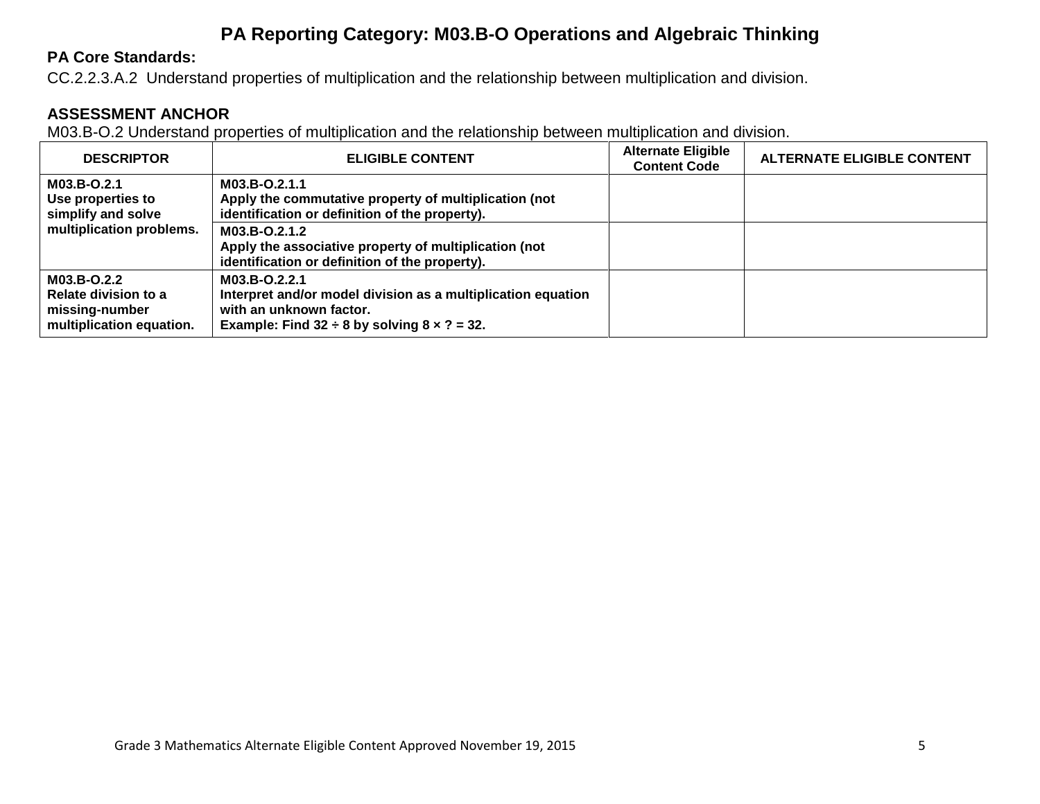# PA Reporting Category: M03.B-O Operations and Algebraic Thinking

**PA Core Standards:**

CC.2.2.3.A.2 Understand properties of multiplication and the relationship between multiplication and division.

**ASSESSMENT ANCHOR**

M03.B-O.2 Understand properties of multiplication and the relationship between multiplication and division.

| DESCRIPTOR | ELIGIBLE CONTENT | Alternate Eligible Content Code | ALTERNATE ELIGIBLE CONTENT |
|---|---|---|---|
| **M03.B-O.2.1** **Use properties to simplify and solve multiplication problems.** | **M03.B-O.2.1.1** **Apply the commutative property of multiplication (not identification or definition of the property).** | | |
| | **M03.B-O.2.1.2** **Apply the associative property of multiplication (not identification or definition of the property).** | | |
| **M03.B-O.2.2** **Relate division to a missing-number multiplication equation.** | **M03.B-O.2.2.1** **Interpret and/or model division as a multiplication equation with an unknown factor.** **Example: Find $32 \div 8$ by solving $8 \times ? = 32$.** | | |

Grade 3 Mathematics Alternate Eligible Content Approved November 19, 2015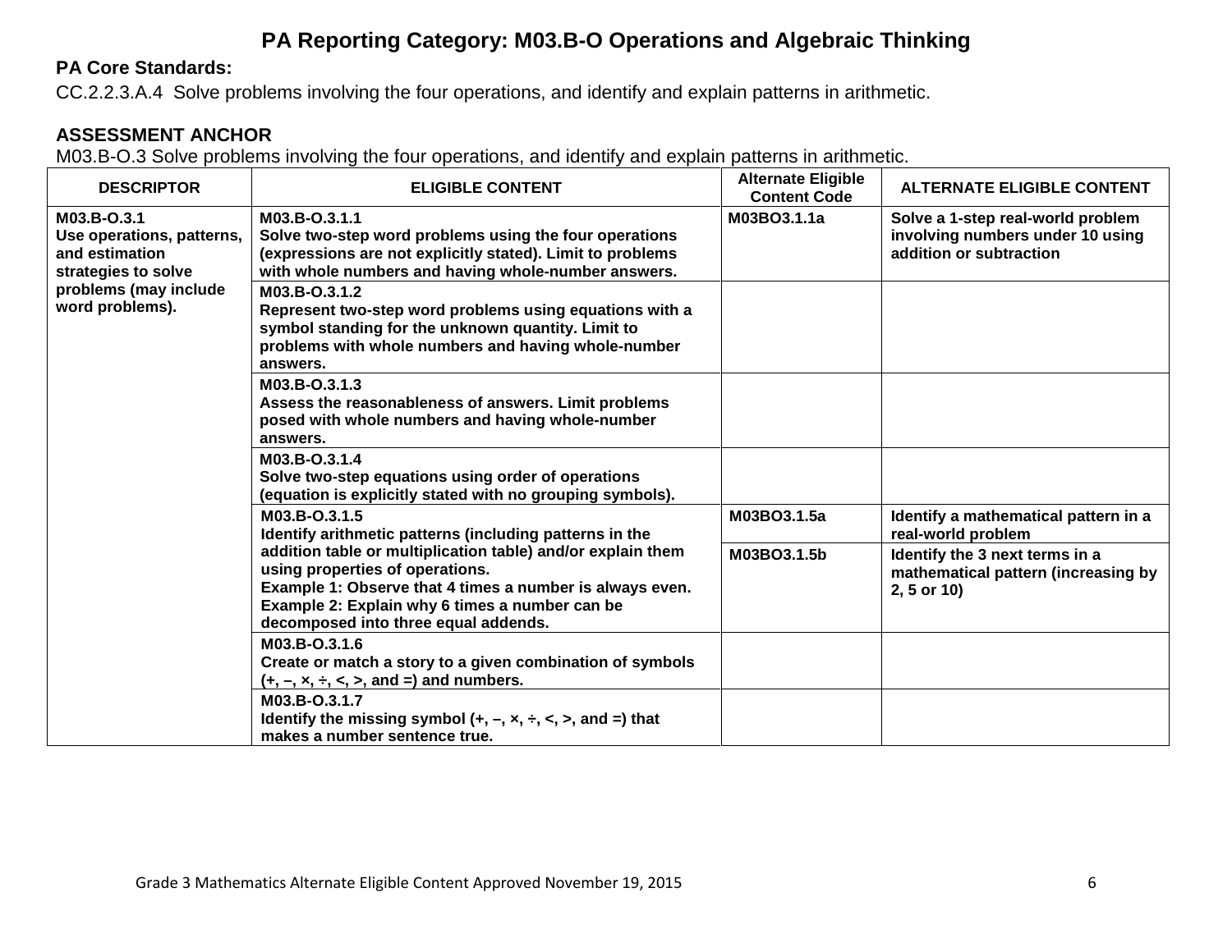# PA Reporting Category: M03.B-O Operations and Algebraic Thinking

**PA Core Standards:**

CC.2.2.3.A.4 Solve problems involving the four operations, and identify and explain patterns in arithmetic.

**ASSESSMENT ANCHOR**

M03.B-O.3 Solve problems involving the four operations, and identify and explain patterns in arithmetic.

| DESCRIPTOR | ELIGIBLE CONTENT | Alternate Eligible Content Code | ALTERNATE ELIGIBLE CONTENT |
|---|---|---|---|
| **M03.B-O.3.1** **Use operations, patterns, and estimation strategies to solve problems (may include word problems).** | **M03.B-O.3.1.1** **Solve two-step word problems using the four operations (expressions are not explicitly stated). Limit to problems with whole numbers and having whole-number answers.** | **M03BO3.1.1a** | **Solve a 1-step real-world problem involving numbers under 10 using addition or subtraction** |
| | **M03.B-O.3.1.2** **Represent two-step word problems using equations with a symbol standing for the unknown quantity. Limit to problems with whole numbers and having whole-number answers.** | | |
| | **M03.B-O.3.1.3** **Assess the reasonableness of answers. Limit problems posed with whole numbers and having whole-number answers.** | | |
| | **M03.B-O.3.1.4** **Solve two-step equations using order of operations (equation is explicitly stated with no grouping symbols).** | | |
| | **M03.B-O.3.1.5** **Identify arithmetic patterns (including patterns in the addition table or multiplication table) and/or explain them using properties of operations.** **Example 1: Observe that 4 times a number is always even.** **Example 2: Explain why 6 times a number can be decomposed into three equal addends.** | **M03BO3.1.5a** | **Identify a mathematical pattern in a real-world problem** |
| | | **M03BO3.1.5b** | **Identify the 3 next terms in a mathematical pattern (increasing by 2, 5 or 10)** |
| | **M03.B-O.3.1.6** **Create or match a story to a given combination of symbols (+, –, ×, ÷, <, >, and =) and numbers.** | | |
| | **M03.B-O.3.1.7** **Identify the missing symbol (+, –, ×, ÷, <, >, and =) that makes a number sentence true.** | | |

Grade 3 Mathematics Alternate Eligible Content Approved November 19, 2015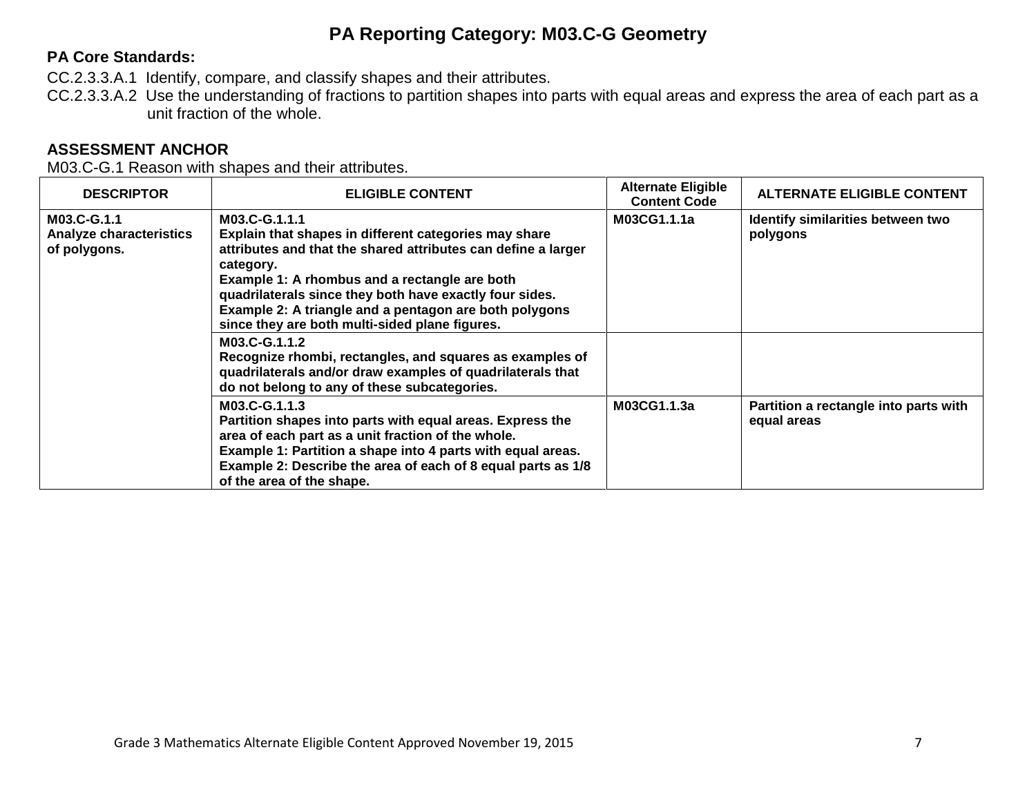# PA Reporting Category: M03.C-G Geometry

**PA Core Standards:**

CC.2.3.3.A.1 Identify, compare, and classify shapes and their attributes.

CC.2.3.3.A.2 Use the understanding of fractions to partition shapes into parts with equal areas and express the area of each part as a unit fraction of the whole.

**ASSESSMENT ANCHOR**

M03.C-G.1 Reason with shapes and their attributes.

| DESCRIPTOR | ELIGIBLE CONTENT | Alternate Eligible Content Code | ALTERNATE ELIGIBLE CONTENT |
|---|---|---|---|
| **M03.C-G.1.1 Analyze characteristics of polygons.** | **M03.C-G.1.1.1 Explain that shapes in different categories may share attributes and that the shared attributes can define a larger category. Example 1: A rhombus and a rectangle are both quadrilaterals since they both have exactly four sides. Example 2: A triangle and a pentagon are both polygons since they are both multi-sided plane figures.** | **M03CG1.1.1a** | **Identify similarities between two polygons** |
| | **M03.C-G.1.1.2 Recognize rhombi, rectangles, and squares as examples of quadrilaterals and/or draw examples of quadrilaterals that do not belong to any of these subcategories.** | | |
| | **M03.C-G.1.1.3 Partition shapes into parts with equal areas. Express the area of each part as a unit fraction of the whole. Example 1: Partition a shape into 4 parts with equal areas. Example 2: Describe the area of each of 8 equal parts as 1/8 of the area of the shape.** | **M03CG1.1.3a** | **Partition a rectangle into parts with equal areas** |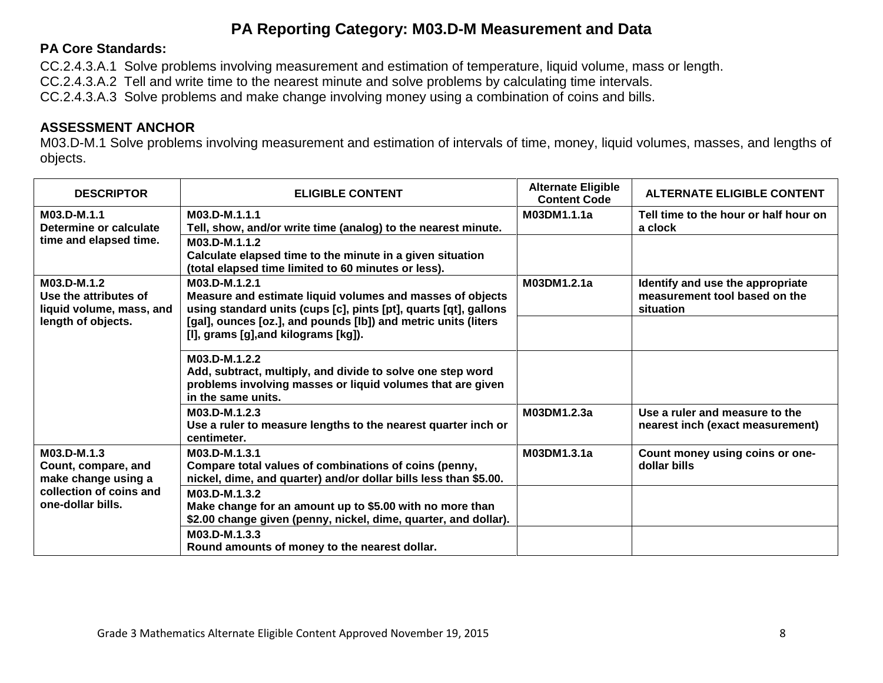# PA Reporting Category: M03.D-M Measurement and Data

**PA Core Standards:**

CC.2.4.3.A.1 Solve problems involving measurement and estimation of temperature, liquid volume, mass or length.
CC.2.4.3.A.2 Tell and write time to the nearest minute and solve problems by calculating time intervals.
CC.2.4.3.A.3 Solve problems and make change involving money using a combination of coins and bills.

**ASSESSMENT ANCHOR**
M03.D-M.1 Solve problems involving measurement and estimation of intervals of time, money, liquid volumes, masses, and lengths of objects.

| DESCRIPTOR | ELIGIBLE CONTENT | Alternate Eligible Content Code | ALTERNATE ELIGIBLE CONTENT |
|---|---|---|---|
| **M03.D-M.1.1 Determine or calculate time and elapsed time.** | **M03.D-M.1.1.1 Tell, show, and/or write time (analog) to the nearest minute.** | **M03DM1.1.1a** | **Tell time to the hour or half hour on a clock** |
| | **M03.D-M.1.1.2 Calculate elapsed time to the minute in a given situation (total elapsed time limited to 60 minutes or less).** | | |
| **M03.D-M.1.2 Use the attributes of liquid volume, mass, and length of objects.** | **M03.D-M.1.2.1 Measure and estimate liquid volumes and masses of objects using standard units (cups [c], pints [pt], quarts [qt], gallons [gal], ounces [oz.], and pounds [lb]) and metric units (liters [l], grams [g],and kilograms [kg]).** | **M03DM1.2.1a** | **Identify and use the appropriate measurement tool based on the situation** |
| | | | |
| | **M03.D-M.1.2.2 Add, subtract, multiply, and divide to solve one step word problems involving masses or liquid volumes that are given in the same units.** | | |
| | **M03.D-M.1.2.3 Use a ruler to measure lengths to the nearest quarter inch or centimeter.** | **M03DM1.2.3a** | **Use a ruler and measure to the nearest inch (exact measurement)** |
| **M03.D-M.1.3 Count, compare, and make change using a collection of coins and one-dollar bills.** | **M03.D-M.1.3.1 Compare total values of combinations of coins (penny, nickel, dime, and quarter) and/or dollar bills less than $5.00.** | **M03DM1.3.1a** | **Count money using coins or one-dollar bills** |
| | **M03.D-M.1.3.2 Make change for an amount up to $5.00 with no more than $2.00 change given (penny, nickel, dime, quarter, and dollar).** | | |
| | **M03.D-M.1.3.3 Round amounts of money to the nearest dollar.** | | |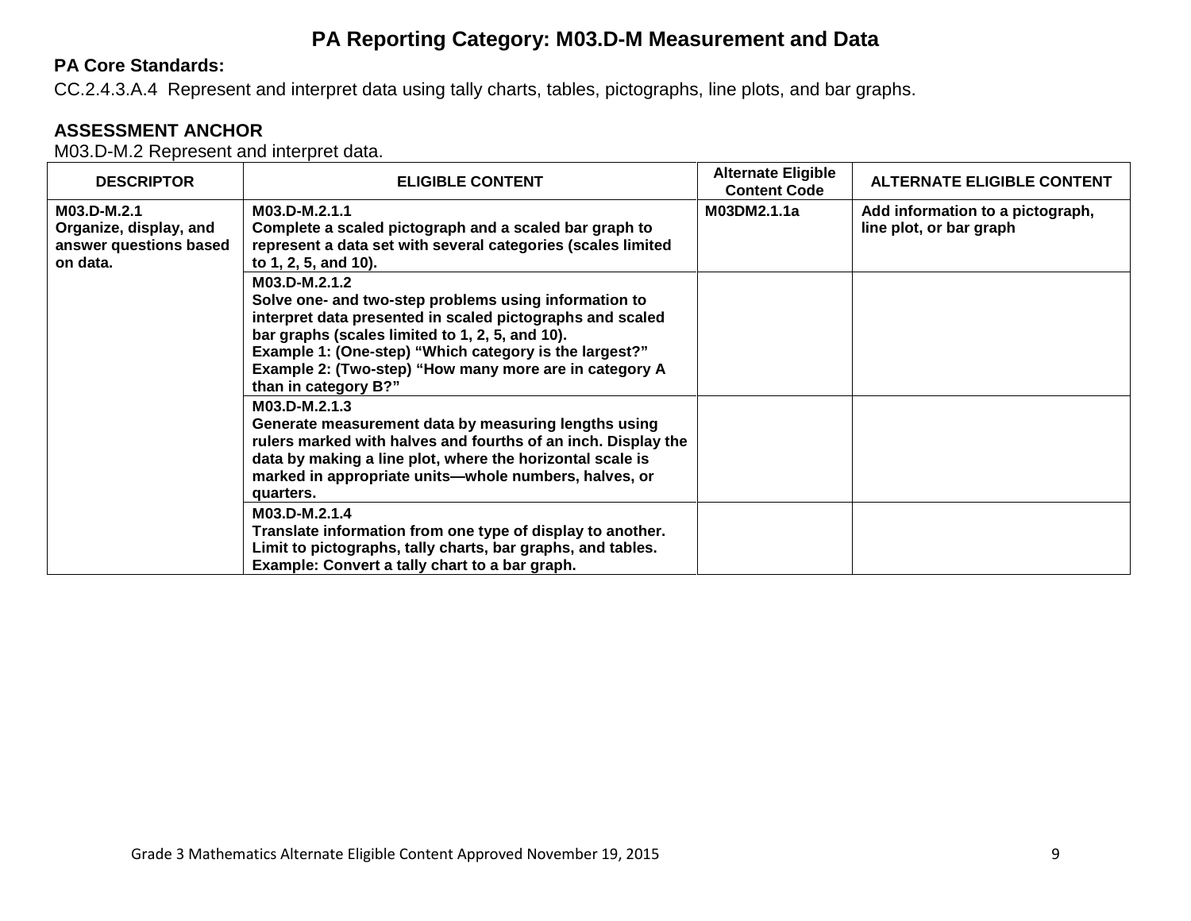# PA Reporting Category: M03.D-M Measurement and Data

**PA Core Standards:**

CC.2.4.3.A.4 Represent and interpret data using tally charts, tables, pictographs, line plots, and bar graphs.

**ASSESSMENT ANCHOR**

M03.D-M.2 Represent and interpret data.

| DESCRIPTOR | ELIGIBLE CONTENT | Alternate Eligible Content Code | ALTERNATE ELIGIBLE CONTENT |
|---|---|---|---|
| **M03.D-M.2.1 Organize, display, and answer questions based on data.** | **M03.D-M.2.1.1 Complete a scaled pictograph and a scaled bar graph to represent a data set with several categories (scales limited to 1, 2, 5, and 10).** | **M03DM2.1.1a** | **Add information to a pictograph, line plot, or bar graph** |
| | **M03.D-M.2.1.2 Solve one- and two-step problems using information to interpret data presented in scaled pictographs and scaled bar graphs (scales limited to 1, 2, 5, and 10).<br>Example 1: (One-step) "Which category is the largest?"<br>Example 2: (Two-step) "How many more are in category A than in category B?"** | | |
| | **M03.D-M.2.1.3 Generate measurement data by measuring lengths using rulers marked with halves and fourths of an inch. Display the data by making a line plot, where the horizontal scale is marked in appropriate units—whole numbers, halves, or quarters.** | | |
| | **M03.D-M.2.1.4 Translate information from one type of display to another. Limit to pictographs, tally charts, bar graphs, and tables.<br>Example: Convert a tally chart to a bar graph.** | | |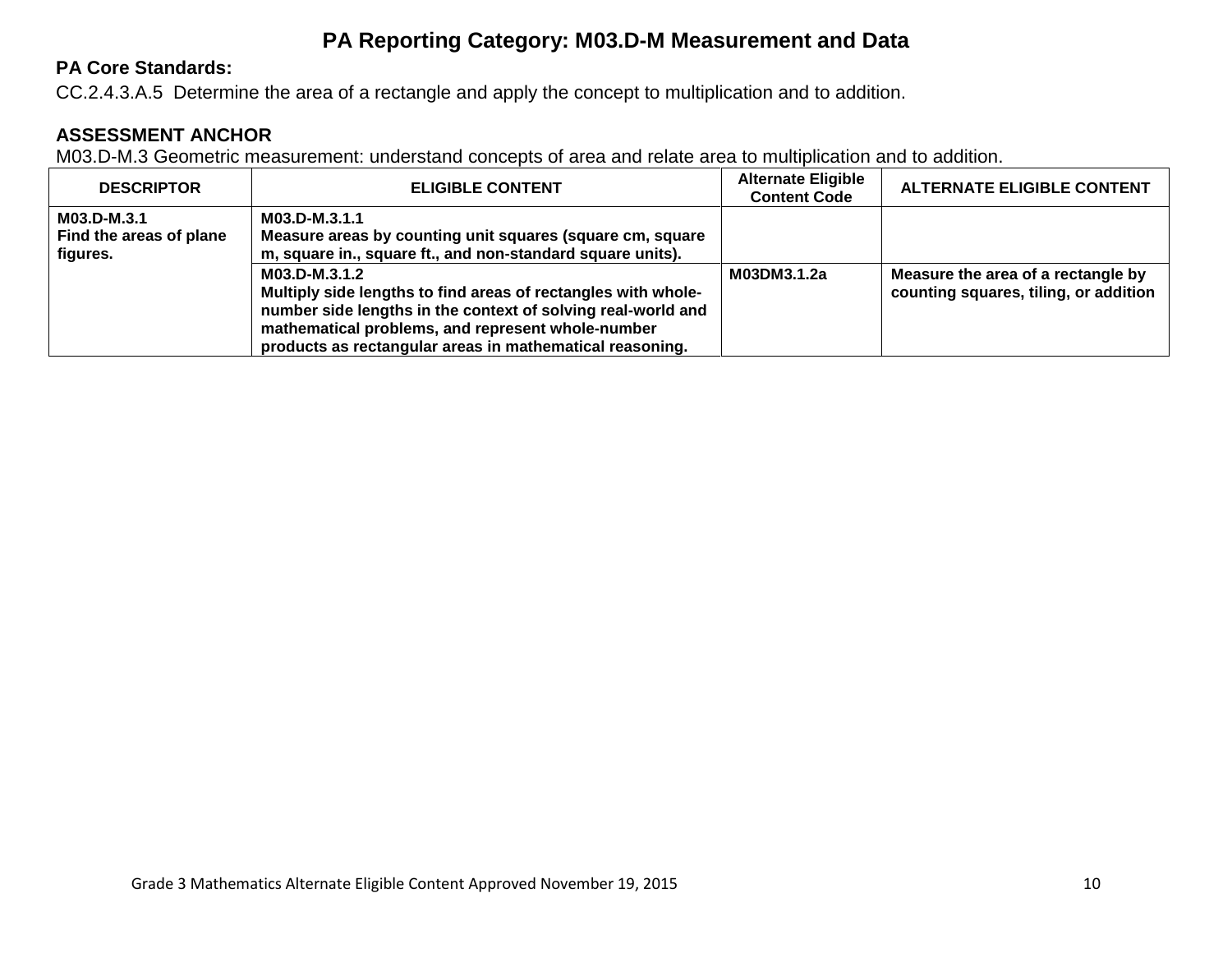# PA Reporting Category: M03.D-M Measurement and Data

**PA Core Standards:**

CC.2.4.3.A.5 Determine the area of a rectangle and apply the concept to multiplication and to addition.

**ASSESSMENT ANCHOR**

M03.D-M.3 Geometric measurement: understand concepts of area and relate area to multiplication and to addition.

| DESCRIPTOR | ELIGIBLE CONTENT | Alternate Eligible Content Code | ALTERNATE ELIGIBLE CONTENT |
|---|---|---|---|
| **M03.D-M.3.1 Find the areas of plane figures.** | **M03.D-M.3.1.1 Measure areas by counting unit squares (square cm, square m, square in., square ft., and non-standard square units).** | | |
| | **M03.D-M.3.1.2 Multiply side lengths to find areas of rectangles with whole-number side lengths in the context of solving real-world and mathematical problems, and represent whole-number products as rectangular areas in mathematical reasoning.** | **M03DM3.1.2a** | **Measure the area of a rectangle by counting squares, tiling, or addition** |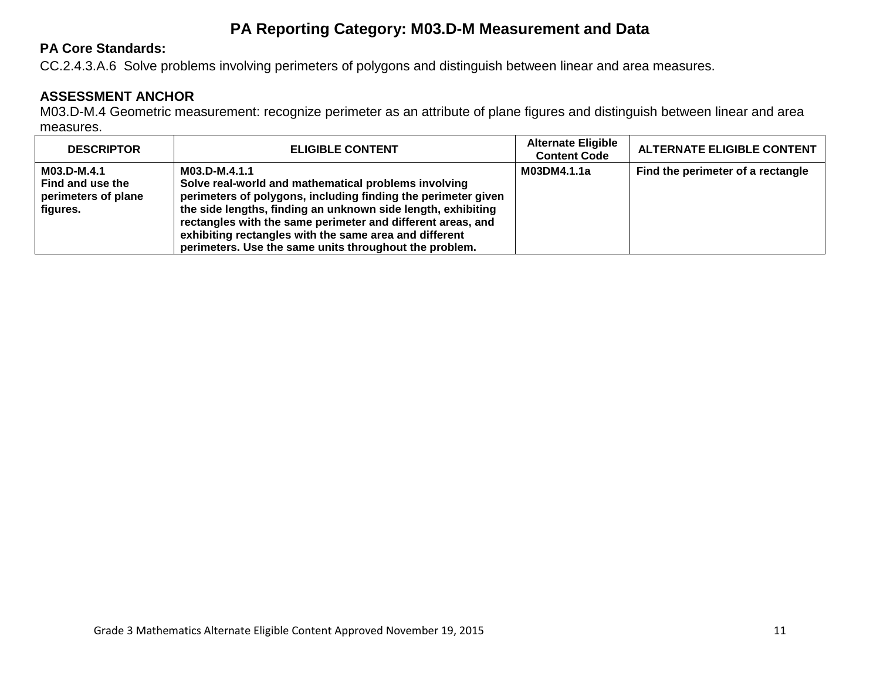# PA Reporting Category: M03.D-M Measurement and Data

**PA Core Standards:**

CC.2.4.3.A.6 Solve problems involving perimeters of polygons and distinguish between linear and area measures.

**ASSESSMENT ANCHOR**

M03.D-M.4 Geometric measurement: recognize perimeter as an attribute of plane figures and distinguish between linear and area measures.

| DESCRIPTOR | ELIGIBLE CONTENT | Alternate Eligible Content Code | ALTERNATE ELIGIBLE CONTENT |
|---|---|---|---|
| **M03.D-M.4.1** **Find and use the perimeters of plane figures.** | **M03.D-M.4.1.1** **Solve real-world and mathematical problems involving perimeters of polygons, including finding the perimeter given the side lengths, finding an unknown side length, exhibiting rectangles with the same perimeter and different areas, and exhibiting rectangles with the same area and different perimeters. Use the same units throughout the problem.** | **M03DM4.1.1a** | **Find the perimeter of a rectangle** |